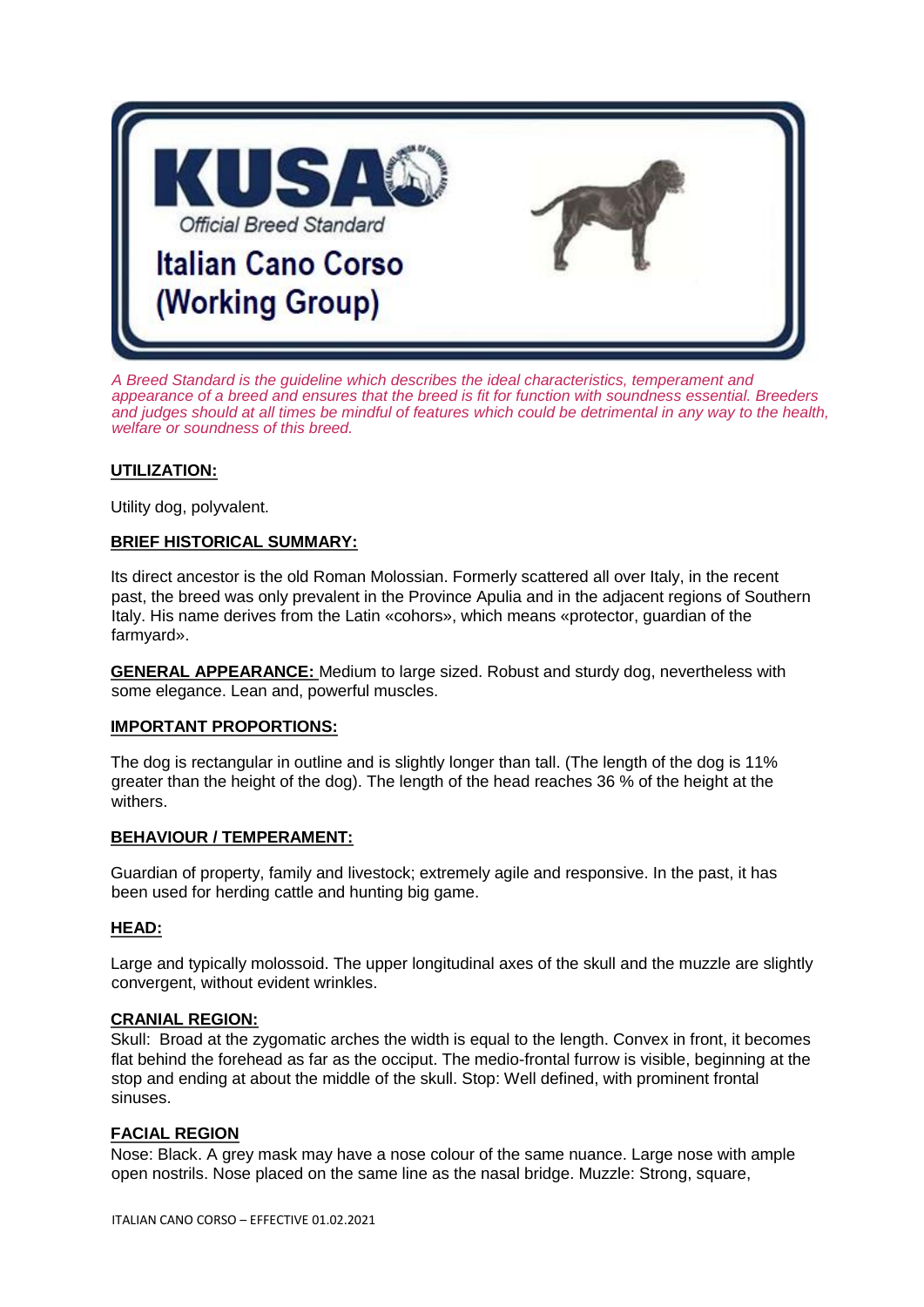# KUSA Official Breed Standard

# Italian Cano Corso (Working Group)

*A Breed Standard is the guideline which describes the ideal characteristics, temperament and appearance of a breed and ensures that the breed is fit for function with soundness essential. Breeders and judges should at all times be mindful of features which could be detrimental in any way to the health, welfare or soundness of this breed.*

**UTILIZATION:**

Utility dog, polyvalent.

**BRIEF HISTORICAL SUMMARY:**

Its direct ancestor is the old Roman Molossian. Formerly scattered all over Italy, in the recent past, the breed was only prevalent in the Province Apulia and in the adjacent regions of Southern Italy. His name derives from the Latin «cohors», which means «protector, guardian of the farmyard».

**GENERAL APPEARANCE:** Medium to large sized. Robust and sturdy dog, nevertheless with some elegance. Lean and, powerful muscles.

**IMPORTANT PROPORTIONS:**

The dog is rectangular in outline and is slightly longer than tall. (The length of the dog is 11% greater than the height of the dog). The length of the head reaches 36 % of the height at the withers.

**BEHAVIOUR / TEMPERAMENT:**

Guardian of property, family and livestock; extremely agile and responsive. In the past, it has been used for herding cattle and hunting big game.

**HEAD:**

Large and typically molossoid. The upper longitudinal axes of the skull and the muzzle are slightly convergent, without evident wrinkles.

**CRANIAL REGION:**
Skull: Broad at the zygomatic arches the width is equal to the length. Convex in front, it becomes flat behind the forehead as far as the occiput. The medio-frontal furrow is visible, beginning at the stop and ending at about the middle of the skull. Stop: Well defined, with prominent frontal sinuses.

**FACIAL REGION**
Nose: Black. A grey mask may have a nose colour of the same nuance. Large nose with ample open nostrils. Nose placed on the same line as the nasal bridge. Muzzle: Strong, square,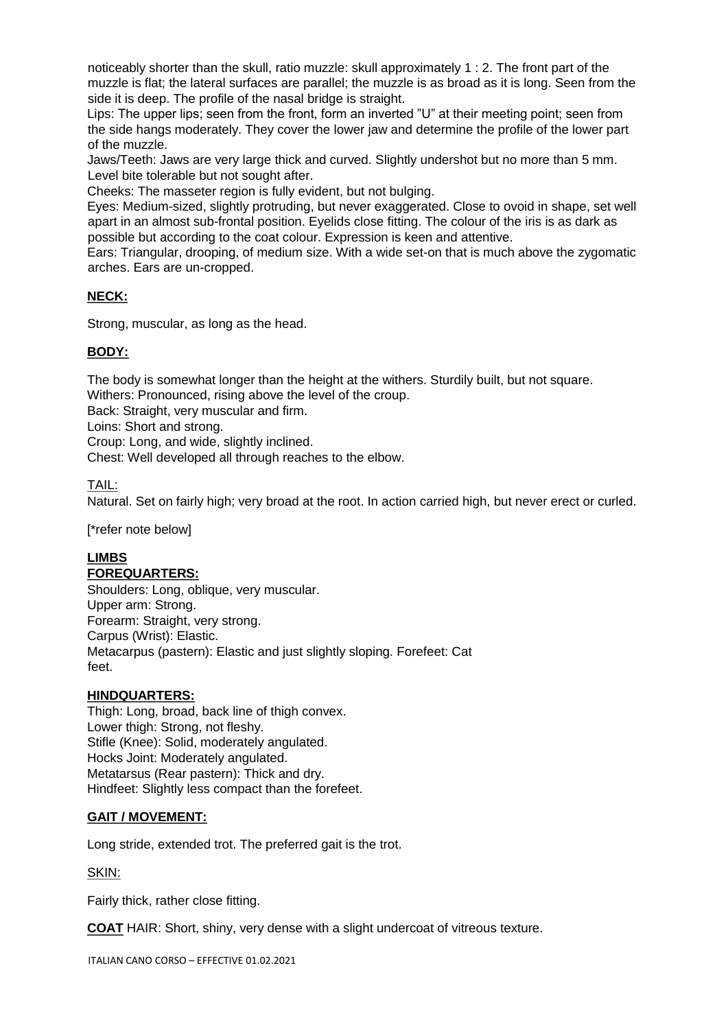noticeably shorter than the skull, ratio muzzle: skull approximately 1 : 2. The front part of the muzzle is flat; the lateral surfaces are parallel; the muzzle is as broad as it is long. Seen from the side it is deep. The profile of the nasal bridge is straight.

Lips: The upper lips; seen from the front, form an inverted "U" at their meeting point; seen from the side hangs moderately. They cover the lower jaw and determine the profile of the lower part of the muzzle.

Jaws/Teeth: Jaws are very large thick and curved. Slightly undershot but no more than 5 mm. Level bite tolerable but not sought after.

Cheeks: The masseter region is fully evident, but not bulging.

Eyes: Medium-sized, slightly protruding, but never exaggerated. Close to ovoid in shape, set well apart in an almost sub-frontal position. Eyelids close fitting. The colour of the iris is as dark as possible but according to the coat colour. Expression is keen and attentive.

Ears: Triangular, drooping, of medium size. With a wide set-on that is much above the zygomatic arches. Ears are un-cropped.

## NECK:

Strong, muscular, as long as the head.

## BODY:

The body is somewhat longer than the height at the withers. Sturdily built, but not square.

Withers: Pronounced, rising above the level of the croup.

Back: Straight, very muscular and firm.

Loins: Short and strong.

Croup: Long, and wide, slightly inclined.

Chest: Well developed all through reaches to the elbow.

TAIL:

Natural. Set on fairly high; very broad at the root. In action carried high, but never erect or curled.

[*refer note below]

## LIMBS

### FOREQUARTERS:

Shoulders: Long, oblique, very muscular.

Upper arm: Strong.

Forearm: Straight, very strong.

Carpus (Wrist): Elastic.

Metacarpus (pastern): Elastic and just slightly sloping. Forefeet: Cat feet.

### HINDQUARTERS:

Thigh: Long, broad, back line of thigh convex.

Lower thigh: Strong, not fleshy.

Stifle (Knee): Solid, moderately angulated.

Hocks Joint: Moderately angulated.

Metatarsus (Rear pastern): Thick and dry.

Hindfeet: Slightly less compact than the forefeet.

## GAIT / MOVEMENT:

Long stride, extended trot. The preferred gait is the trot.

SKIN:

Fairly thick, rather close fitting.

**COAT** HAIR: Short, shiny, very dense with a slight undercoat of vitreous texture.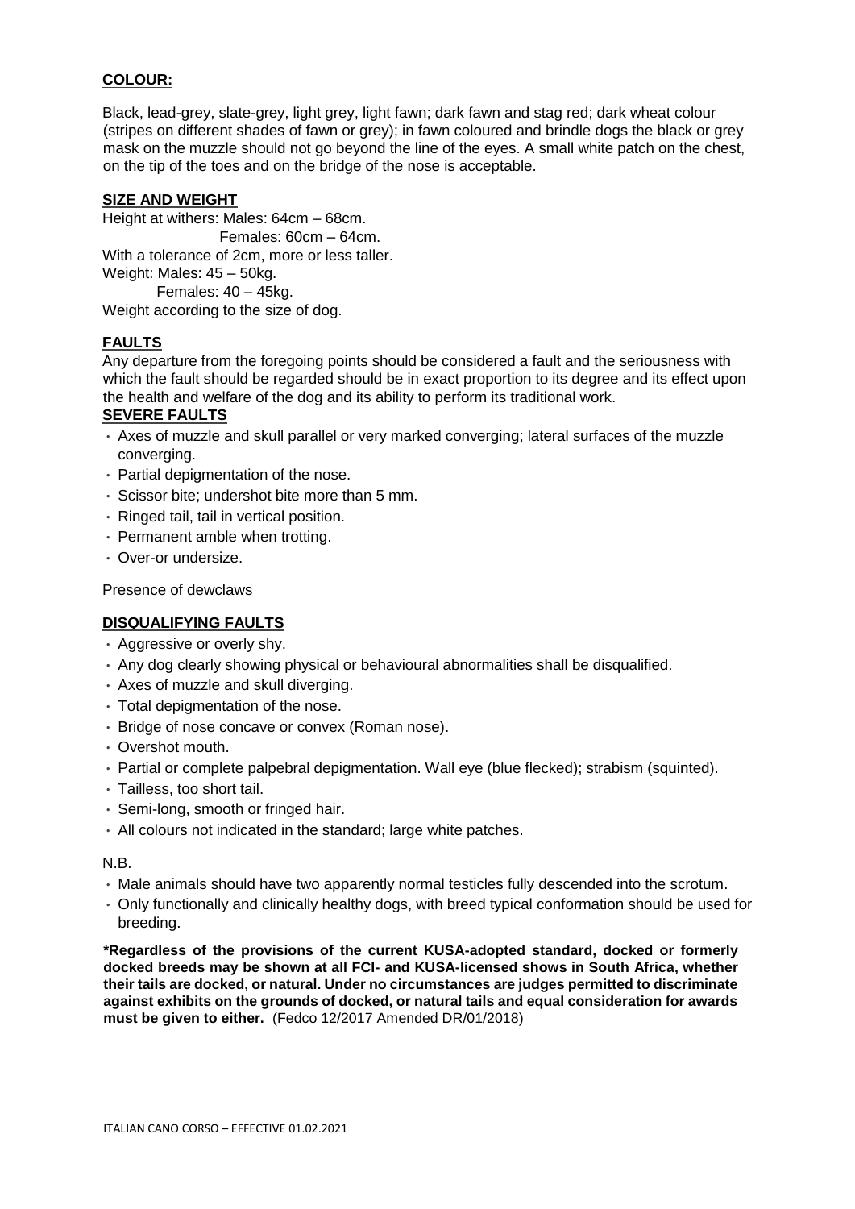**COLOUR:**

Black, lead-grey, slate-grey, light grey, light fawn; dark fawn and stag red; dark wheat colour (stripes on different shades of fawn or grey); in fawn coloured and brindle dogs the black or grey mask on the muzzle should not go beyond the line of the eyes. A small white patch on the chest, on the tip of the toes and on the bridge of the nose is acceptable.

**SIZE AND WEIGHT**

Height at withers: Males: 64cm – 68cm.
Females: 60cm – 64cm.
With a tolerance of 2cm, more or less taller.
Weight: Males: 45 – 50kg.
Females: 40 – 45kg.
Weight according to the size of dog.

**FAULTS**

Any departure from the foregoing points should be considered a fault and the seriousness with which the fault should be regarded should be in exact proportion to its degree and its effect upon the health and welfare of the dog and its ability to perform its traditional work.

**SEVERE FAULTS**

- Axes of muzzle and skull parallel or very marked converging; lateral surfaces of the muzzle converging.
- Partial depigmentation of the nose.
- Scissor bite; undershot bite more than 5 mm.
- Ringed tail, tail in vertical position.
- Permanent amble when trotting.
- Over-or undersize.

Presence of dewclaws

**DISQUALIFYING FAULTS**

- Aggressive or overly shy.
- Any dog clearly showing physical or behavioural abnormalities shall be disqualified.
- Axes of muzzle and skull diverging.
- Total depigmentation of the nose.
- Bridge of nose concave or convex (Roman nose).
- Overshot mouth.
- Partial or complete palpebral depigmentation. Wall eye (blue flecked); strabism (squinted).
- Tailless, too short tail.
- Semi-long, smooth or fringed hair.
- All colours not indicated in the standard; large white patches.

N.B.

- Male animals should have two apparently normal testicles fully descended into the scrotum.
- Only functionally and clinically healthy dogs, with breed typical conformation should be used for breeding.

**\*Regardless of the provisions of the current KUSA-adopted standard, docked or formerly docked breeds may be shown at all FCI- and KUSA-licensed shows in South Africa, whether their tails are docked, or natural. Under no circumstances are judges permitted to discriminate against exhibits on the grounds of docked, or natural tails and equal consideration for awards must be given to either.** (Fedco 12/2017 Amended DR/01/2018)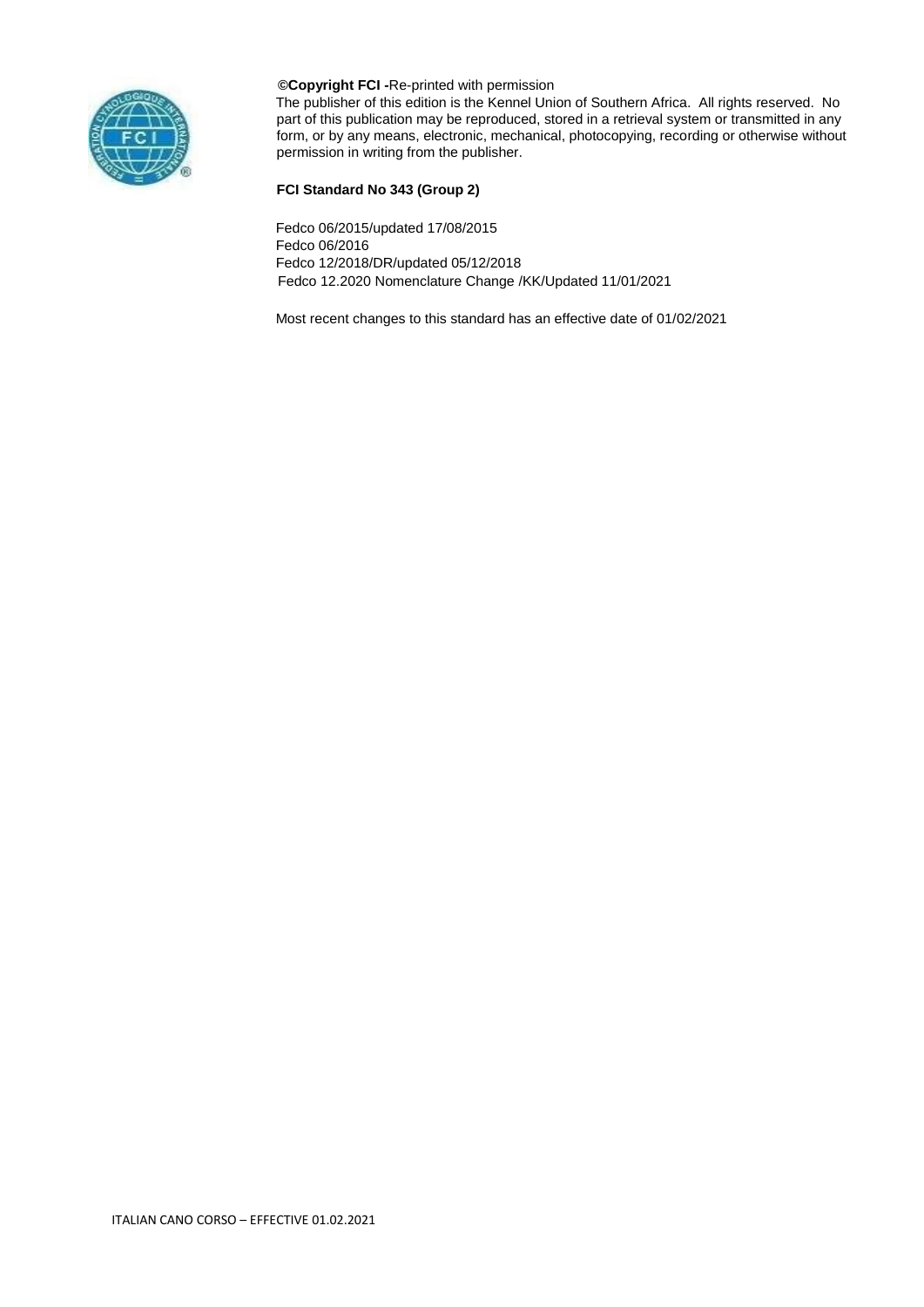**©Copyright FCI -** Re-printed with permission
The publisher of this edition is the Kennel Union of Southern Africa. All rights reserved. No part of this publication may be reproduced, stored in a retrieval system or transmitted in any form, or by any means, electronic, mechanical, photocopying, recording or otherwise without permission in writing from the publisher.

**FCI Standard No 343 (Group 2)**

Fedco 06/2015/updated 17/08/2015
Fedco 06/2016
Fedco 12/2018/DR/updated 05/12/2018
Fedco 12.2020 Nomenclature Change /KK/Updated 11/01/2021

Most recent changes to this standard has an effective date of 01/02/2021